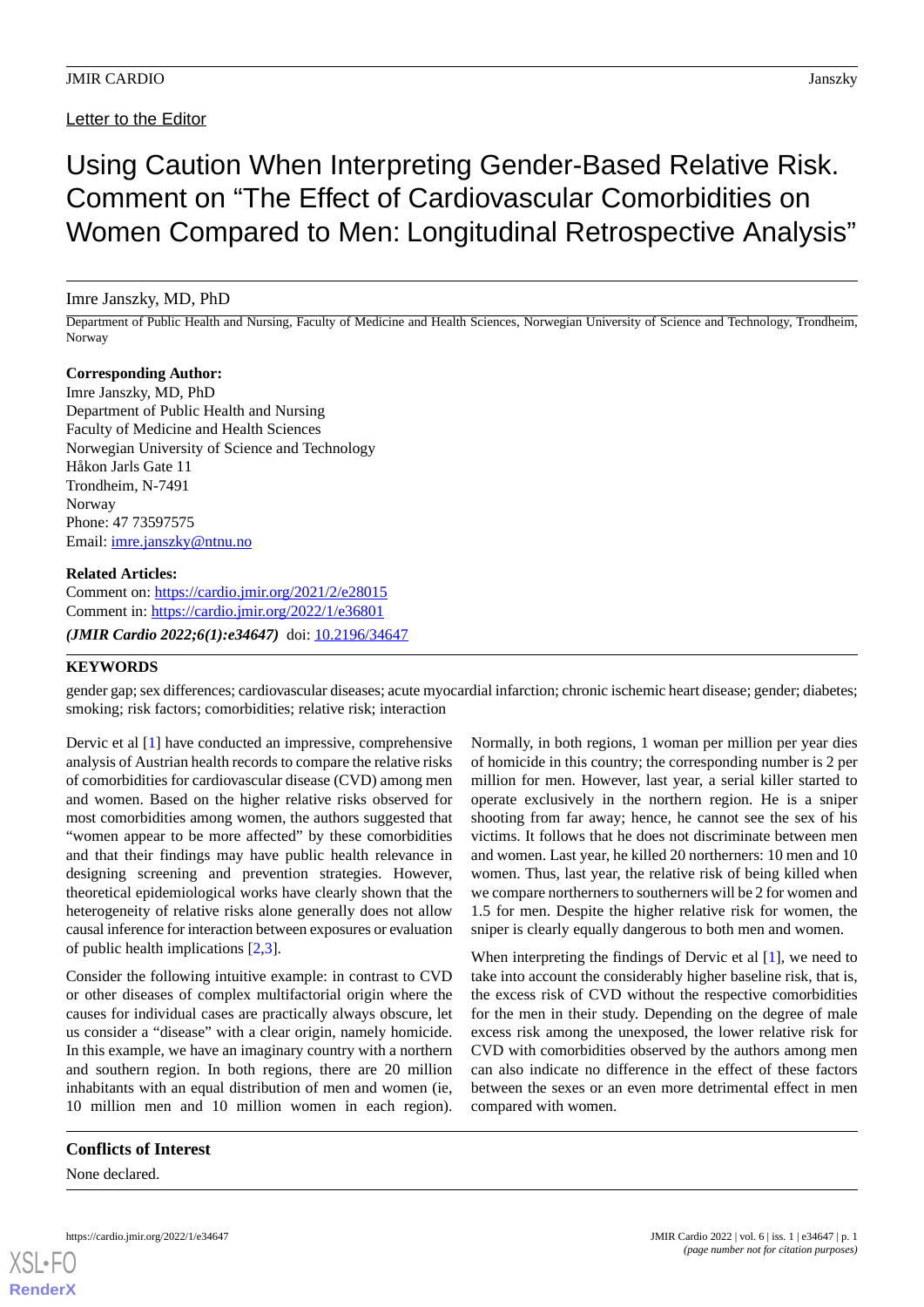Letter to the Editor

# Using Caution When Interpreting Gender-Based Relative Risk. Comment on "The Effect of Cardiovascular Comorbidities on Women Compared to Men: Longitudinal Retrospective Analysis"

Imre Janszky, MD, PhD

Department of Public Health and Nursing, Faculty of Medicine and Health Sciences, Norwegian University of Science and Technology, Trondheim, Norway

**Corresponding Author:**
Imre Janszky, MD, PhD
Department of Public Health and Nursing
Faculty of Medicine and Health Sciences
Norwegian University of Science and Technology
Håkon Jarls Gate 11
Trondheim, N-7491
Norway
Phone: 47 73597575
Email: imre.janszky@ntnu.no

**Related Articles:**
Comment on: https://cardio.jmir.org/2021/2/e28015
Comment in: https://cardio.jmir.org/2022/1/e36801

***(JMIR Cardio 2022;6(1):e34647)*** doi: 10.2196/34647

## KEYWORDS

gender gap; sex differences; cardiovascular diseases; acute myocardial infarction; chronic ischemic heart disease; gender; diabetes; smoking; risk factors; comorbidities; relative risk; interaction

Dervic et al [1] have conducted an impressive, comprehensive analysis of Austrian health records to compare the relative risks of comorbidities for cardiovascular disease (CVD) among men and women. Based on the higher relative risks observed for most comorbidities among women, the authors suggested that "women appear to be more affected" by these comorbidities and that their findings may have public health relevance in designing screening and prevention strategies. However, theoretical epidemiological works have clearly shown that the heterogeneity of relative risks alone generally does not allow causal inference for interaction between exposures or evaluation of public health implications [2,3].

Consider the following intuitive example: in contrast to CVD or other diseases of complex multifactorial origin where the causes for individual cases are practically always obscure, let us consider a "disease" with a clear origin, namely homicide. In this example, we have an imaginary country with a northern and southern region. In both regions, there are 20 million inhabitants with an equal distribution of men and women (ie, 10 million men and 10 million women in each region). Normally, in both regions, 1 woman per million per year dies of homicide in this country; the corresponding number is 2 per million for men. However, last year, a serial killer started to operate exclusively in the northern region. He is a sniper shooting from far away; hence, he cannot see the sex of his victims. It follows that he does not discriminate between men and women. Last year, he killed 20 northerners: 10 men and 10 women. Thus, last year, the relative risk of being killed when we compare northerners to southerners will be 2 for women and 1.5 for men. Despite the higher relative risk for women, the sniper is clearly equally dangerous to both men and women.

When interpreting the findings of Dervic et al [1], we need to take into account the considerably higher baseline risk, that is, the excess risk of CVD without the respective comorbidities for the men in their study. Depending on the degree of male excess risk among the unexposed, the lower relative risk for CVD with comorbidities observed by the authors among men can also indicate no difference in the effect of these factors between the sexes or an even more detrimental effect in men compared with women.

## Conflicts of Interest

None declared.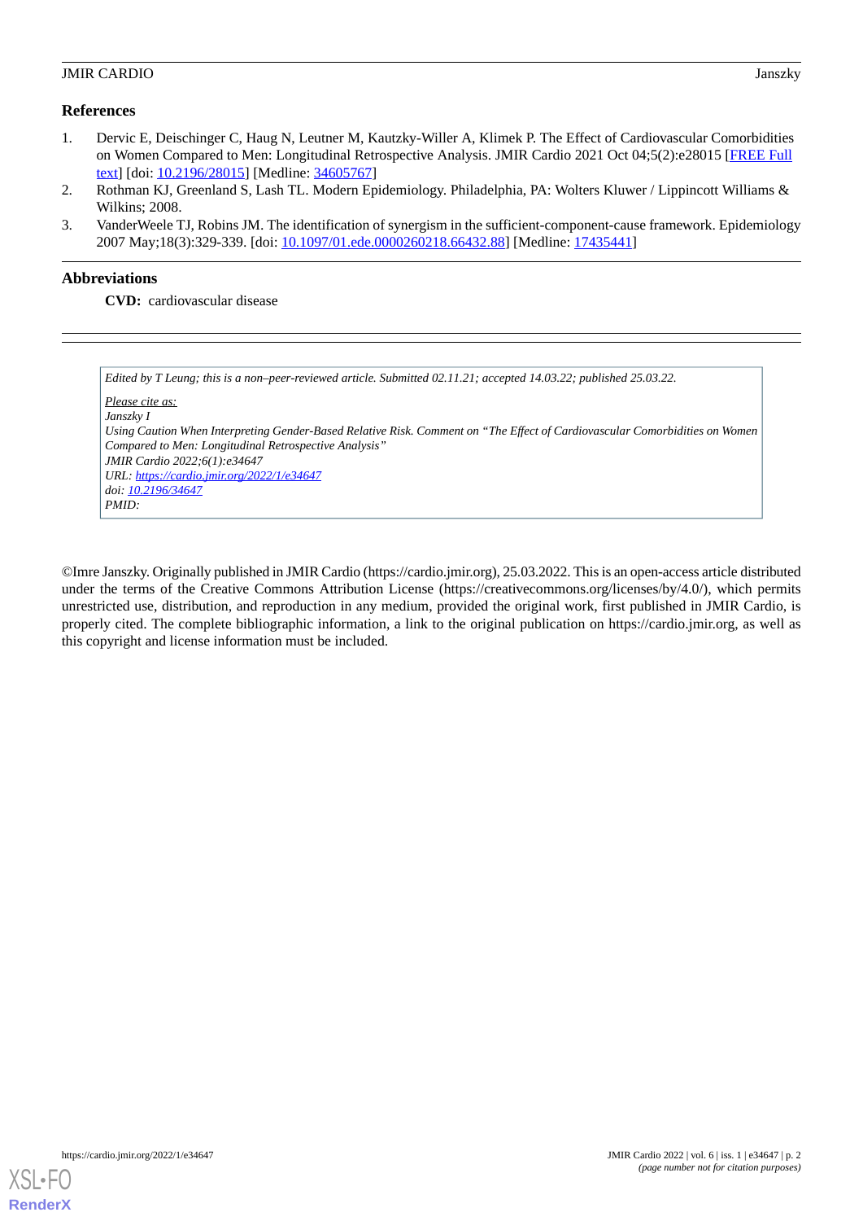## References

1. Dervic E, Deischinger C, Haug N, Leutner M, Kautzky-Willer A, Klimek P. The Effect of Cardiovascular Comorbidities on Women Compared to Men: Longitudinal Retrospective Analysis. JMIR Cardio 2021 Oct 04;5(2):e28015 [FREE Full text] [doi: 10.2196/28015] [Medline: 34605767]
2. Rothman KJ, Greenland S, Lash TL. Modern Epidemiology. Philadelphia, PA: Wolters Kluwer / Lippincott Williams & Wilkins; 2008.
3. VanderWeele TJ, Robins JM. The identification of synergism in the sufficient-component-cause framework. Epidemiology 2007 May;18(3):329-339. [doi: 10.1097/01.ede.0000260218.66432.88] [Medline: 17435441]

## Abbreviations

**CVD:** cardiovascular disease

*Edited by T Leung; this is a non–peer-reviewed article. Submitted 02.11.21; accepted 14.03.22; published 25.03.22.*

*Please cite as:*
*Janszky I*
*Using Caution When Interpreting Gender-Based Relative Risk. Comment on "The Effect of Cardiovascular Comorbidities on Women Compared to Men: Longitudinal Retrospective Analysis"*
*JMIR Cardio 2022;6(1):e34647*
*URL: https://cardio.jmir.org/2022/1/e34647*
*doi: 10.2196/34647*
*PMID:*

©Imre Janszky. Originally published in JMIR Cardio (https://cardio.jmir.org), 25.03.2022. This is an open-access article distributed under the terms of the Creative Commons Attribution License (https://creativecommons.org/licenses/by/4.0/), which permits unrestricted use, distribution, and reproduction in any medium, provided the original work, first published in JMIR Cardio, is properly cited. The complete bibliographic information, a link to the original publication on https://cardio.jmir.org, as well as this copyright and license information must be included.